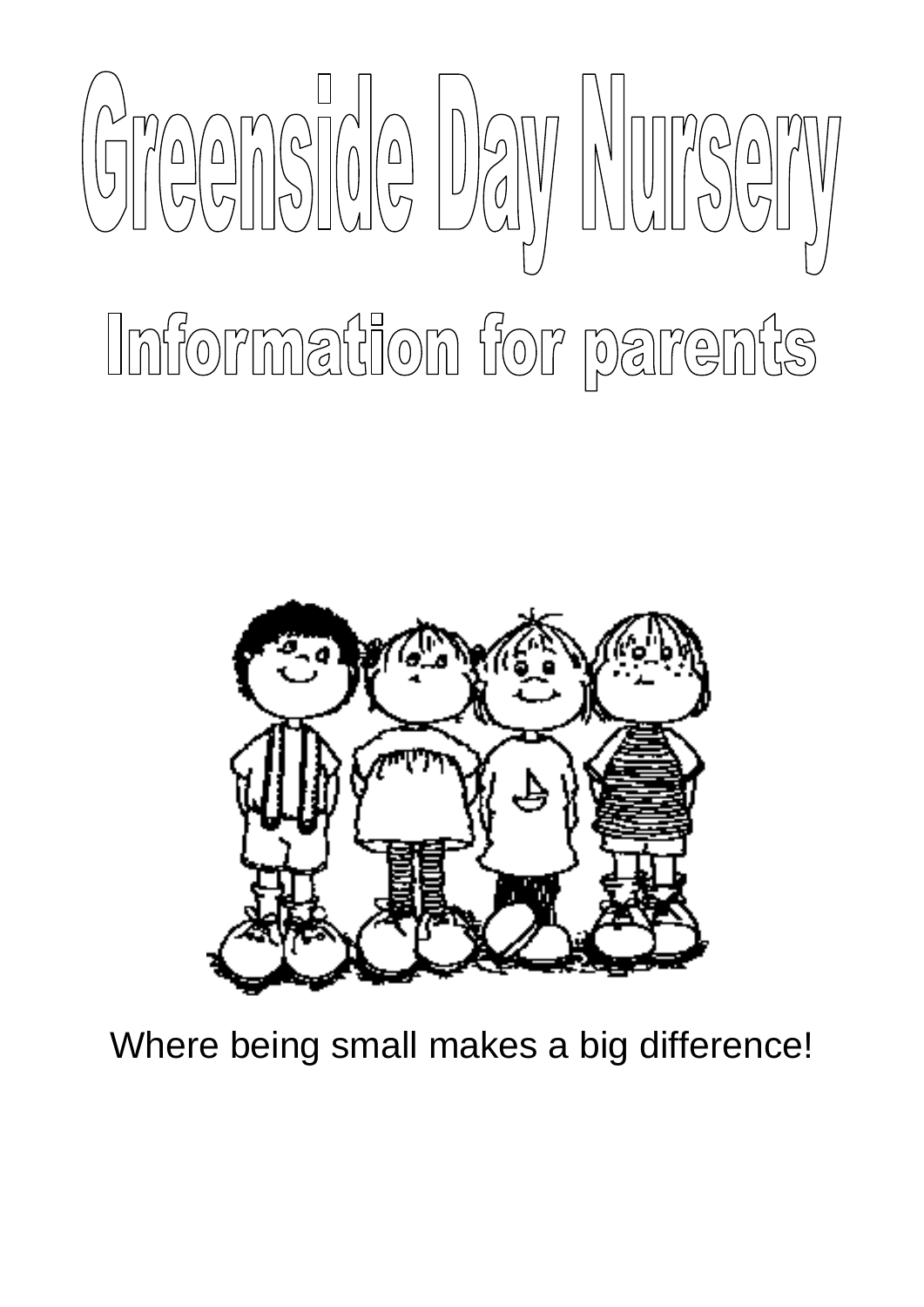# Greenside Day Nursery

## Information for parents

Where being small makes a big difference!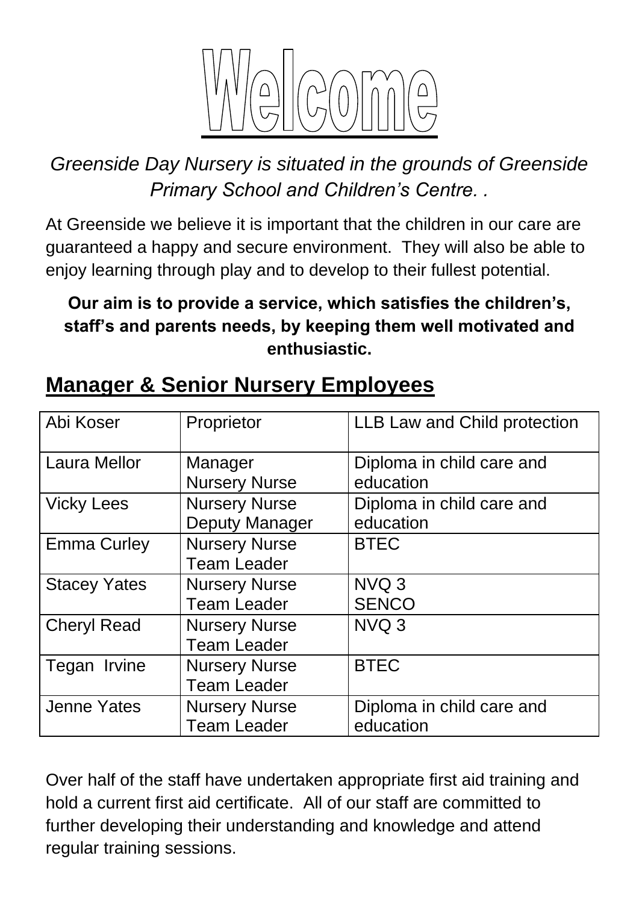# Welcome

*Greenside Day Nursery is situated in the grounds of Greenside Primary School and Children's Centre. .*

At Greenside we believe it is important that the children in our care are guaranteed a happy and secure environment. They will also be able to enjoy learning through play and to develop to their fullest potential.

**Our aim is to provide a service, which satisfies the children's, staff's and parents needs, by keeping them well motivated and enthusiastic.**

## Manager & Senior Nursery Employees

| | | |
|---|---|---|
| Abi Koser | Proprietor | LLB Law and Child protection |
| Laura Mellor | Manager<br>Nursery Nurse | Diploma in child care and education |
| Vicky Lees | Nursery Nurse<br>Deputy Manager | Diploma in child care and education |
| Emma Curley | Nursery Nurse<br>Team Leader | BTEC |
| Stacey Yates | Nursery Nurse<br>Team Leader | NVQ 3<br>SENCO |
| Cheryl Read | Nursery Nurse<br>Team Leader | NVQ 3 |
| Tegan Irvine | Nursery Nurse<br>Team Leader | BTEC |
| Jenne Yates | Nursery Nurse<br>Team Leader | Diploma in child care and education |

Over half of the staff have undertaken appropriate first aid training and hold a current first aid certificate. All of our staff are committed to further developing their understanding and knowledge and attend regular training sessions.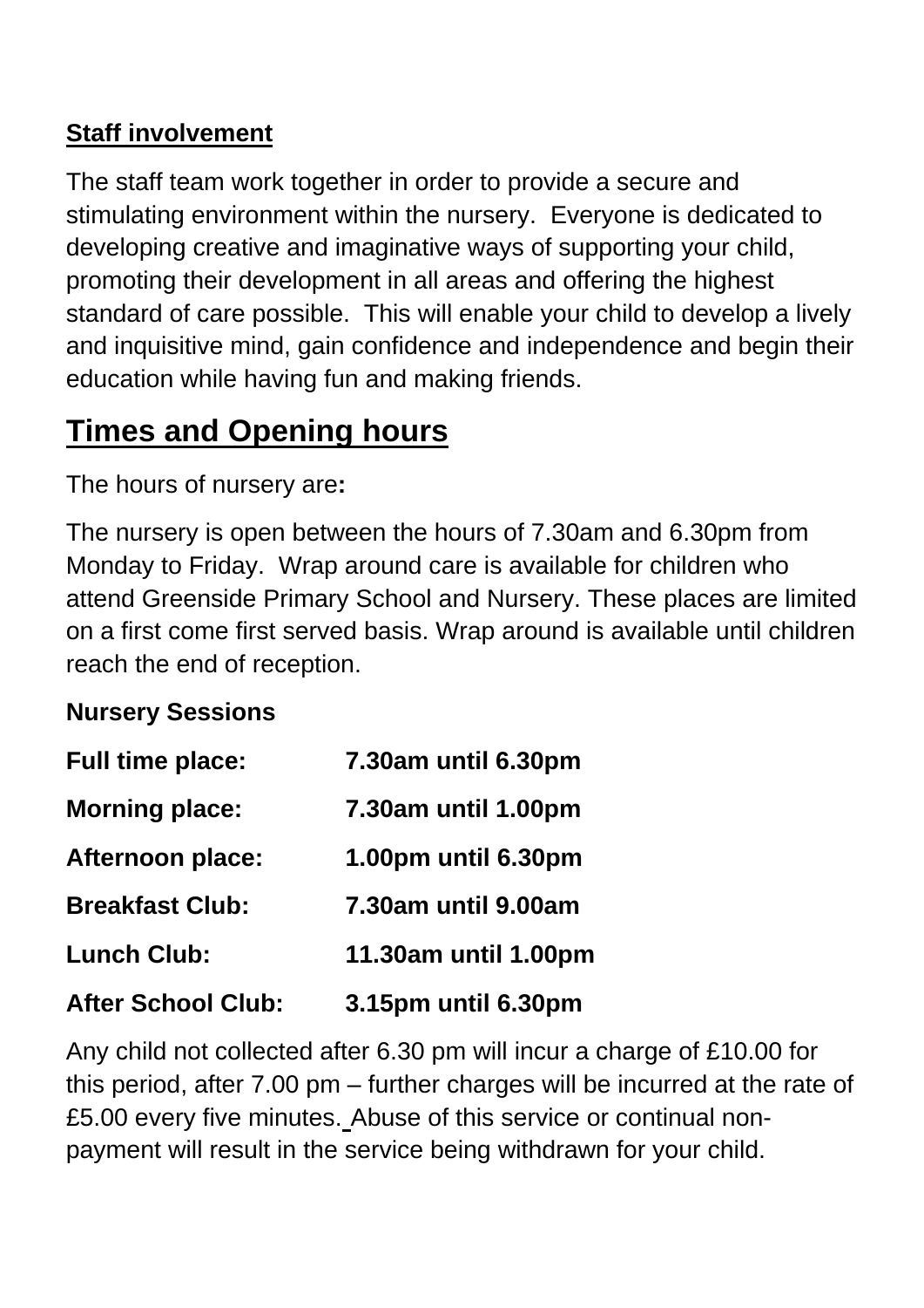### Staff involvement

The staff team work together in order to provide a secure and stimulating environment within the nursery. Everyone is dedicated to developing creative and imaginative ways of supporting your child, promoting their development in all areas and offering the highest standard of care possible. This will enable your child to develop a lively and inquisitive mind, gain confidence and independence and begin their education while having fun and making friends.

## Times and Opening hours

The hours of nursery are**:**

The nursery is open between the hours of 7.30am and 6.30pm from Monday to Friday. Wrap around care is available for children who attend Greenside Primary School and Nursery. These places are limited on a first come first served basis. Wrap around is available until children reach the end of reception.

**Nursery Sessions**

| | |
|---|---|
| **Full time place:** | **7.30am until 6.30pm** |
| **Morning place:** | **7.30am until 1.00pm** |
| **Afternoon place:** | **1.00pm until 6.30pm** |
| **Breakfast Club:** | **7.30am until 9.00am** |
| **Lunch Club:** | **11.30am until 1.00pm** |
| **After School Club:** | **3.15pm until 6.30pm** |

Any child not collected after 6.30 pm will incur a charge of £10.00 for this period, after 7.00 pm – further charges will be incurred at the rate of £5.00 every five minutes. Abuse of this service or continual non-payment will result in the service being withdrawn for your child.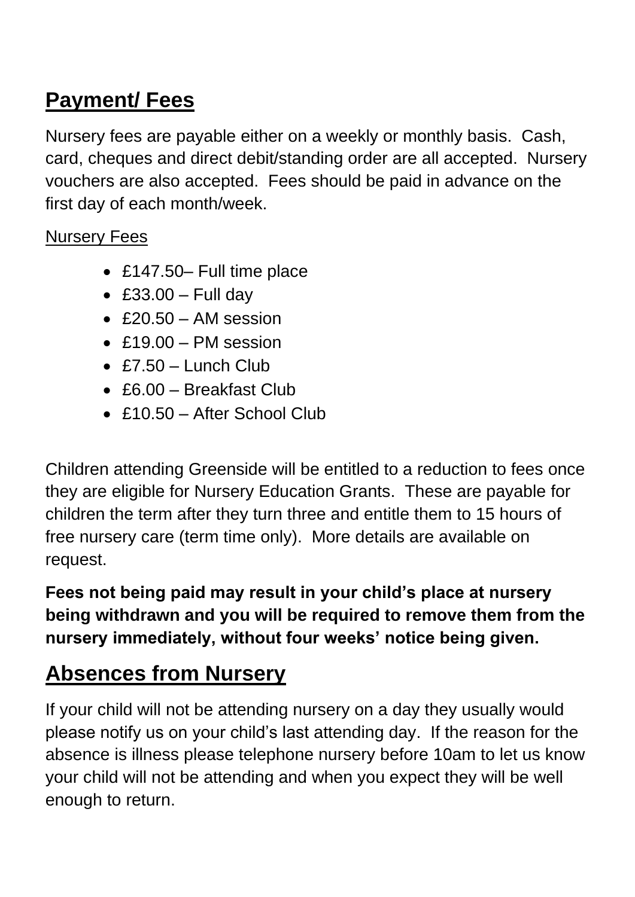## Payment/ Fees

Nursery fees are payable either on a weekly or monthly basis. Cash, card, cheques and direct debit/standing order are all accepted. Nursery vouchers are also accepted. Fees should be paid in advance on the first day of each month/week.

Nursery Fees

- £147.50– Full time place
- £33.00 – Full day
- £20.50 – AM session
- £19.00 – PM session
- £7.50 – Lunch Club
- £6.00 – Breakfast Club
- £10.50 – After School Club

Children attending Greenside will be entitled to a reduction to fees once they are eligible for Nursery Education Grants. These are payable for children the term after they turn three and entitle them to 15 hours of free nursery care (term time only). More details are available on request.

**Fees not being paid may result in your child's place at nursery being withdrawn and you will be required to remove them from the nursery immediately, without four weeks' notice being given.**

## Absences from Nursery

If your child will not be attending nursery on a day they usually would please notify us on your child's last attending day. If the reason for the absence is illness please telephone nursery before 10am to let us know your child will not be attending and when you expect they will be well enough to return.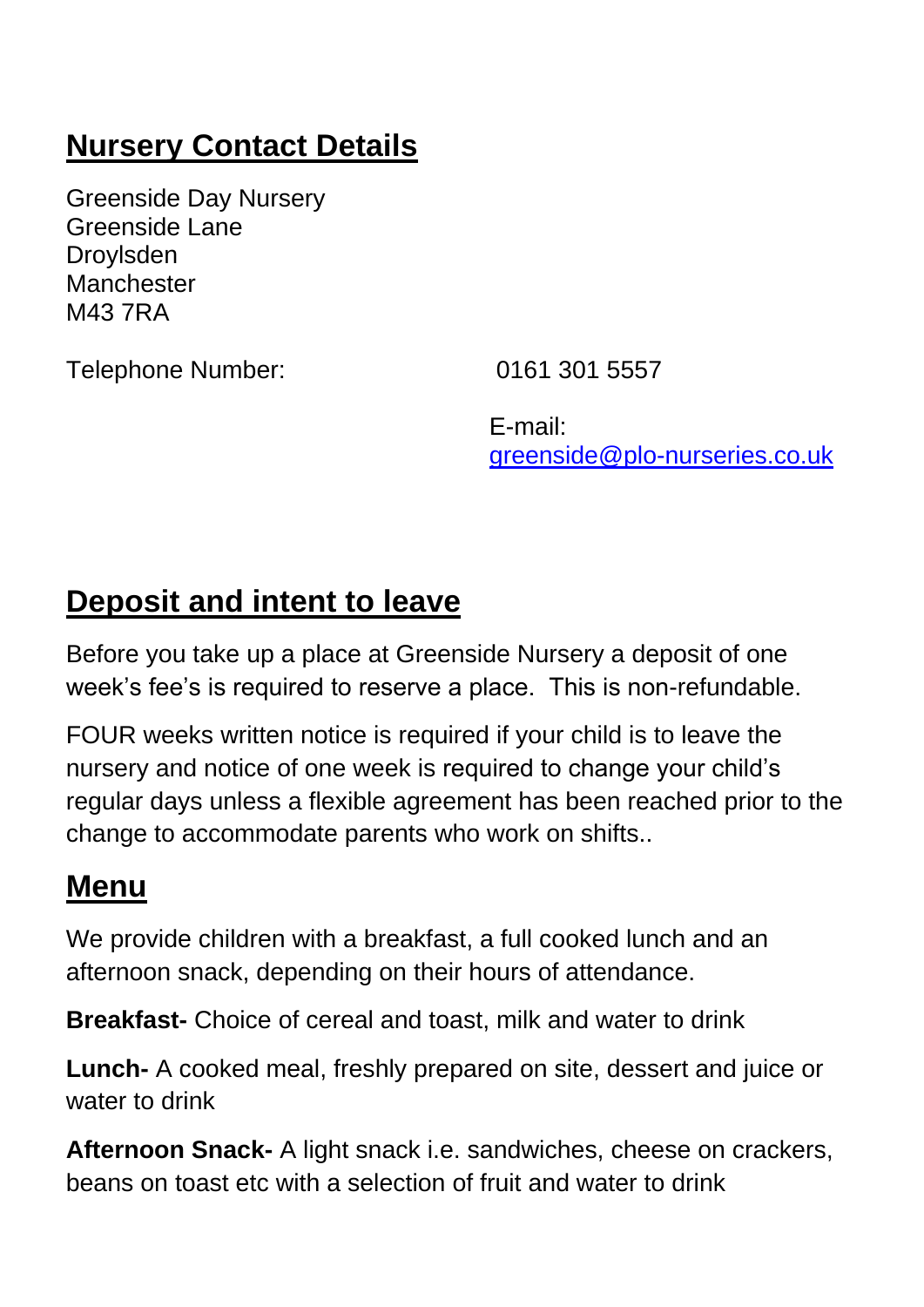## Nursery Contact Details

Greenside Day Nursery
Greenside Lane
Droylsden
Manchester
M43 7RA

Telephone Number: 0161 301 5557

E-mail: greenside@plo-nurseries.co.uk

## Deposit and intent to leave

Before you take up a place at Greenside Nursery a deposit of one week's fee's is required to reserve a place. This is non-refundable.

FOUR weeks written notice is required if your child is to leave the nursery and notice of one week is required to change your child's regular days unless a flexible agreement has been reached prior to the change to accommodate parents who work on shifts..

## Menu

We provide children with a breakfast, a full cooked lunch and an afternoon snack, depending on their hours of attendance.

**Breakfast-** Choice of cereal and toast, milk and water to drink

**Lunch-** A cooked meal, freshly prepared on site, dessert and juice or water to drink

**Afternoon Snack-** A light snack i.e. sandwiches, cheese on crackers, beans on toast etc with a selection of fruit and water to drink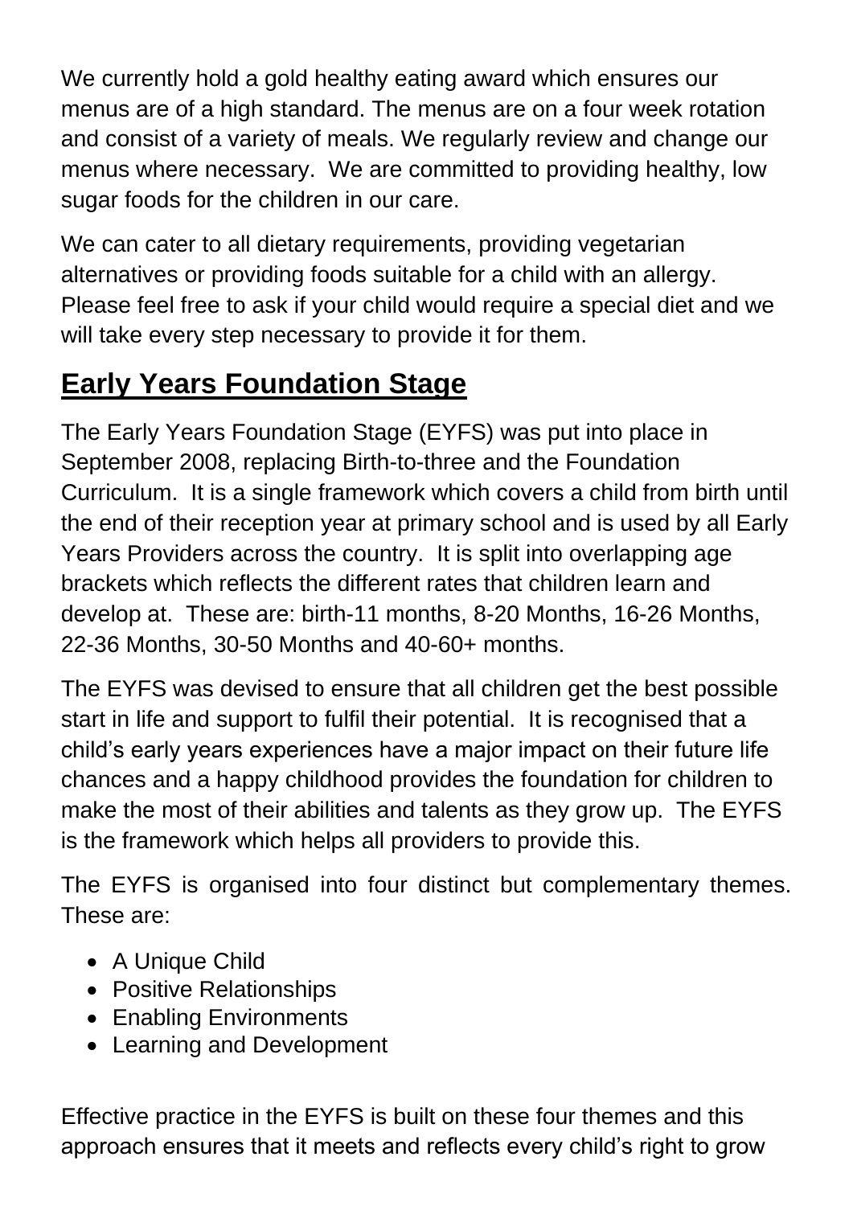We currently hold a gold healthy eating award which ensures our menus are of a high standard. The menus are on a four week rotation and consist of a variety of meals. We regularly review and change our menus where necessary.  We are committed to providing healthy, low sugar foods for the children in our care.

We can cater to all dietary requirements, providing vegetarian alternatives or providing foods suitable for a child with an allergy. Please feel free to ask if your child would require a special diet and we will take every step necessary to provide it for them.

## Early Years Foundation Stage

The Early Years Foundation Stage (EYFS) was put into place in September 2008, replacing Birth-to-three and the Foundation Curriculum.  It is a single framework which covers a child from birth until the end of their reception year at primary school and is used by all Early Years Providers across the country.  It is split into overlapping age brackets which reflects the different rates that children learn and develop at.  These are: birth-11 months, 8-20 Months, 16-26 Months, 22-36 Months, 30-50 Months and 40-60+ months.

The EYFS was devised to ensure that all children get the best possible start in life and support to fulfil their potential.  It is recognised that a child's early years experiences have a major impact on their future life chances and a happy childhood provides the foundation for children to make the most of their abilities and talents as they grow up.  The EYFS is the framework which helps all providers to provide this.

The EYFS is organised into four distinct but complementary themes. These are:

- A Unique Child
- Positive Relationships
- Enabling Environments
- Learning and Development

Effective practice in the EYFS is built on these four themes and this approach ensures that it meets and reflects every child's right to grow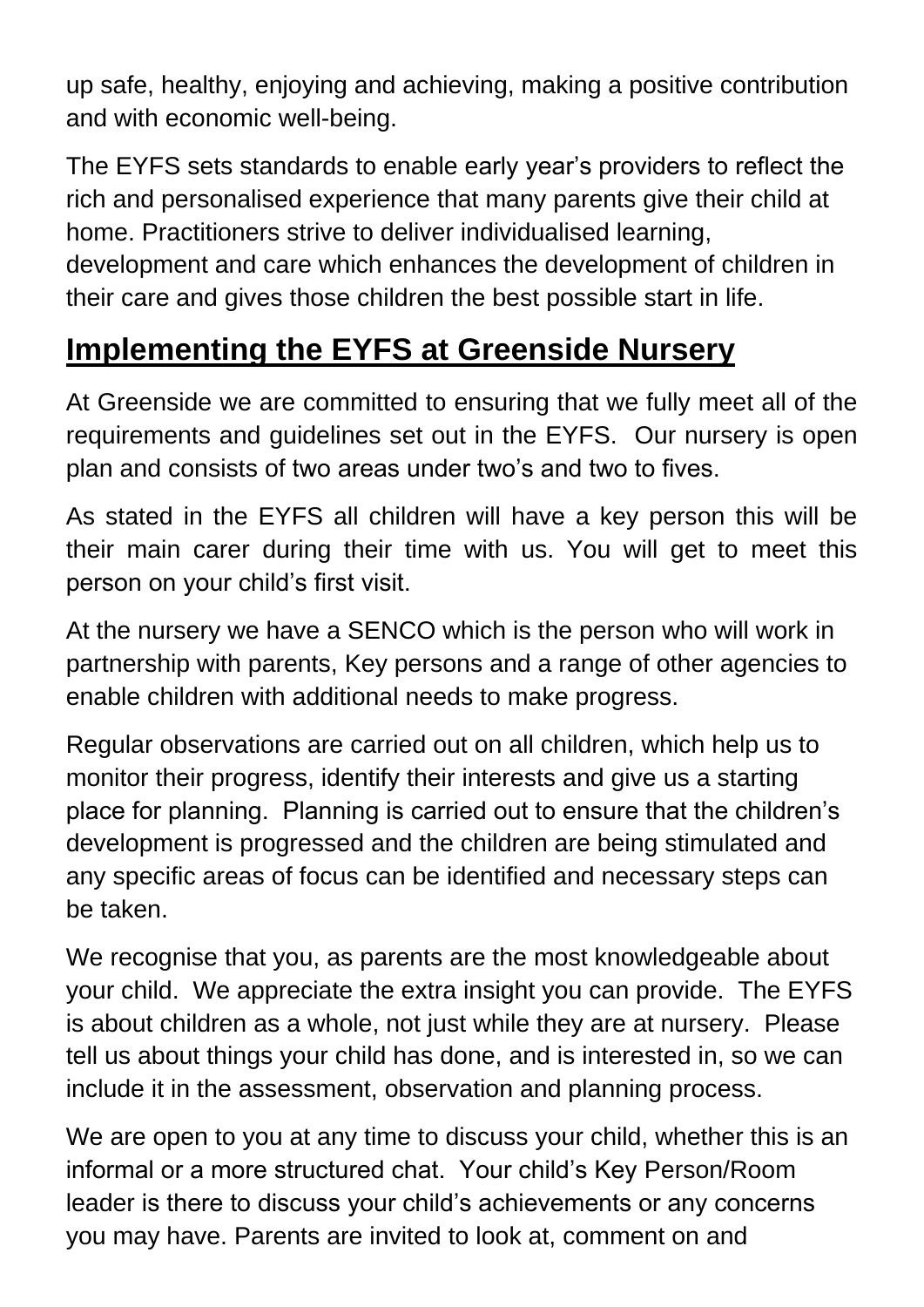up safe, healthy, enjoying and achieving, making a positive contribution and with economic well-being.

The EYFS sets standards to enable early year's providers to reflect the rich and personalised experience that many parents give their child at home. Practitioners strive to deliver individualised learning, development and care which enhances the development of children in their care and gives those children the best possible start in life.

## Implementing the EYFS at Greenside Nursery

At Greenside we are committed to ensuring that we fully meet all of the requirements and guidelines set out in the EYFS. Our nursery is open plan and consists of two areas under two's and two to fives.

As stated in the EYFS all children will have a key person this will be their main carer during their time with us. You will get to meet this person on your child's first visit.

At the nursery we have a SENCO which is the person who will work in partnership with parents, Key persons and a range of other agencies to enable children with additional needs to make progress.

Regular observations are carried out on all children, which help us to monitor their progress, identify their interests and give us a starting place for planning. Planning is carried out to ensure that the children's development is progressed and the children are being stimulated and any specific areas of focus can be identified and necessary steps can be taken.

We recognise that you, as parents are the most knowledgeable about your child. We appreciate the extra insight you can provide. The EYFS is about children as a whole, not just while they are at nursery. Please tell us about things your child has done, and is interested in, so we can include it in the assessment, observation and planning process.

We are open to you at any time to discuss your child, whether this is an informal or a more structured chat. Your child's Key Person/Room leader is there to discuss your child's achievements or any concerns you may have. Parents are invited to look at, comment on and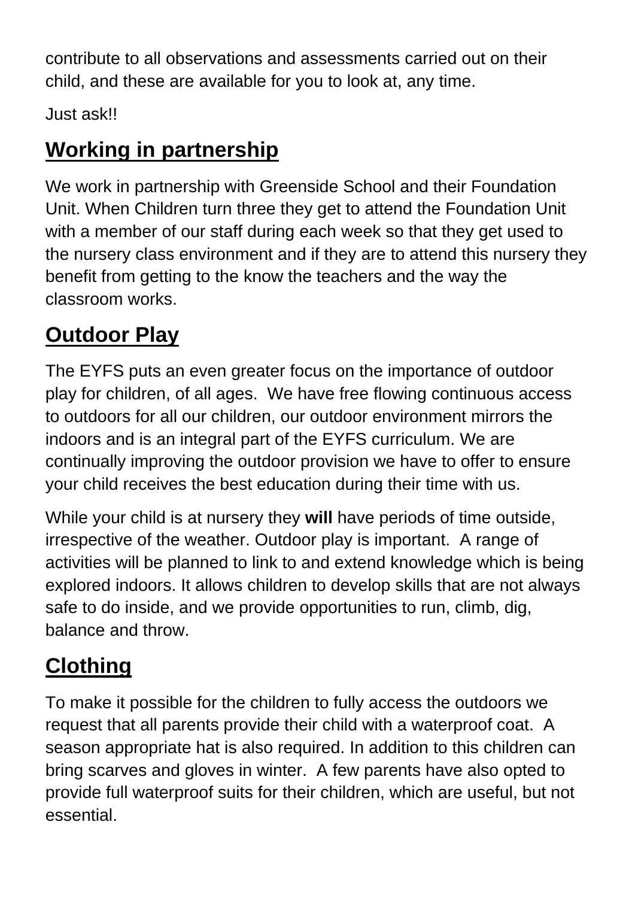contribute to all observations and assessments carried out on their child, and these are available for you to look at, any time.

Just ask!!

## Working in partnership

We work in partnership with Greenside School and their Foundation Unit. When Children turn three they get to attend the Foundation Unit with a member of our staff during each week so that they get used to the nursery class environment and if they are to attend this nursery they benefit from getting to the know the teachers and the way the classroom works.

## Outdoor Play

The EYFS puts an even greater focus on the importance of outdoor play for children, of all ages. We have free flowing continuous access to outdoors for all our children, our outdoor environment mirrors the indoors and is an integral part of the EYFS curriculum. We are continually improving the outdoor provision we have to offer to ensure your child receives the best education during their time with us.

While your child is at nursery they **will** have periods of time outside, irrespective of the weather. Outdoor play is important. A range of activities will be planned to link to and extend knowledge which is being explored indoors. It allows children to develop skills that are not always safe to do inside, and we provide opportunities to run, climb, dig, balance and throw.

## Clothing

To make it possible for the children to fully access the outdoors we request that all parents provide their child with a waterproof coat. A season appropriate hat is also required. In addition to this children can bring scarves and gloves in winter. A few parents have also opted to provide full waterproof suits for their children, which are useful, but not essential.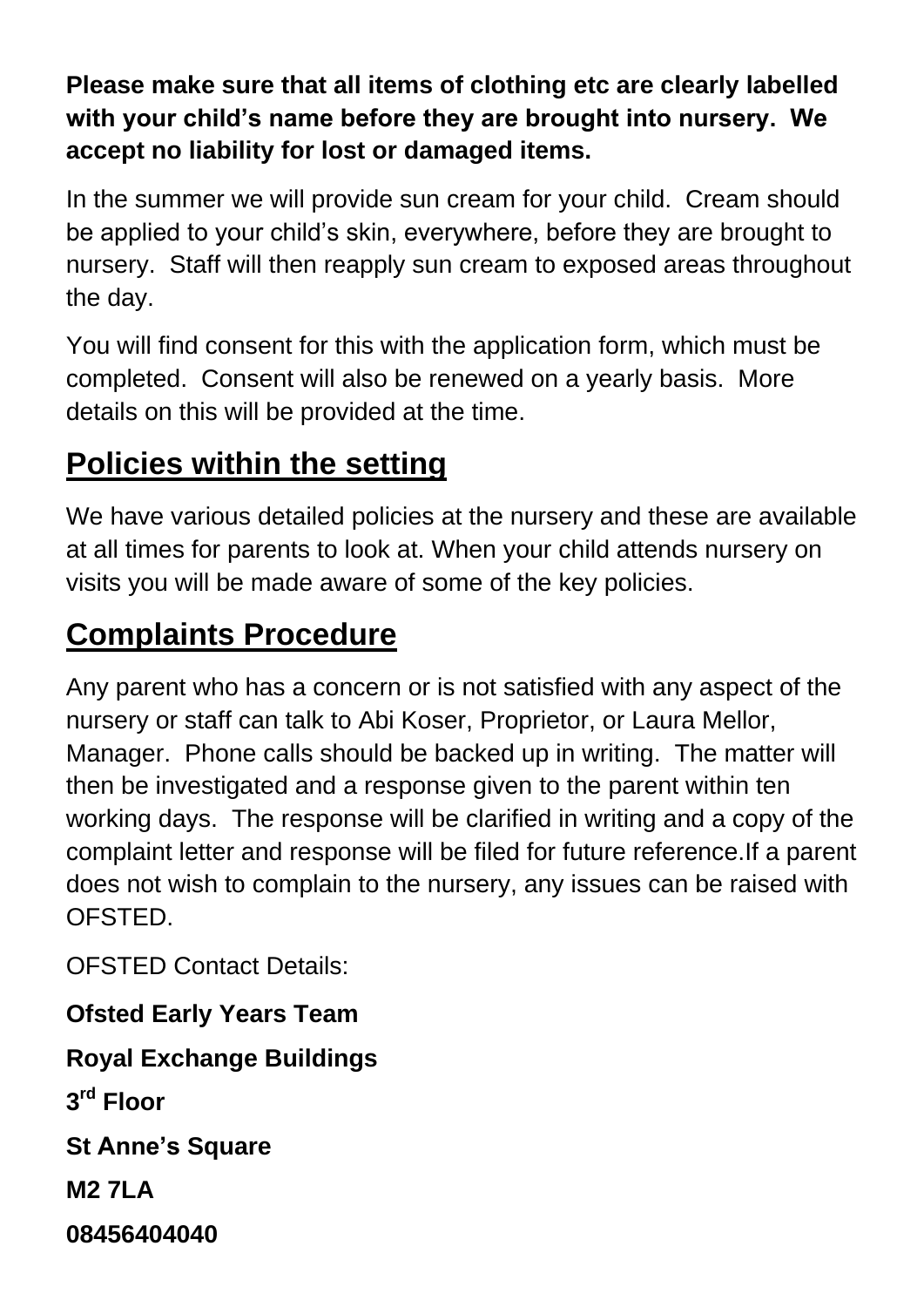**Please make sure that all items of clothing etc are clearly labelled with your child's name before they are brought into nursery. We accept no liability for lost or damaged items.**

In the summer we will provide sun cream for your child. Cream should be applied to your child's skin, everywhere, before they are brought to nursery. Staff will then reapply sun cream to exposed areas throughout the day.

You will find consent for this with the application form, which must be completed. Consent will also be renewed on a yearly basis. More details on this will be provided at the time.

## Policies within the setting

We have various detailed policies at the nursery and these are available at all times for parents to look at. When your child attends nursery on visits you will be made aware of some of the key policies.

## Complaints Procedure

Any parent who has a concern or is not satisfied with any aspect of the nursery or staff can talk to Abi Koser, Proprietor, or Laura Mellor, Manager. Phone calls should be backed up in writing. The matter will then be investigated and a response given to the parent within ten working days. The response will be clarified in writing and a copy of the complaint letter and response will be filed for future reference.If a parent does not wish to complain to the nursery, any issues can be raised with OFSTED.

OFSTED Contact Details:

**Ofsted Early Years Team**

**Royal Exchange Buildings**

**3rd Floor**

**St Anne's Square**

**M2 7LA**

**08456404040**